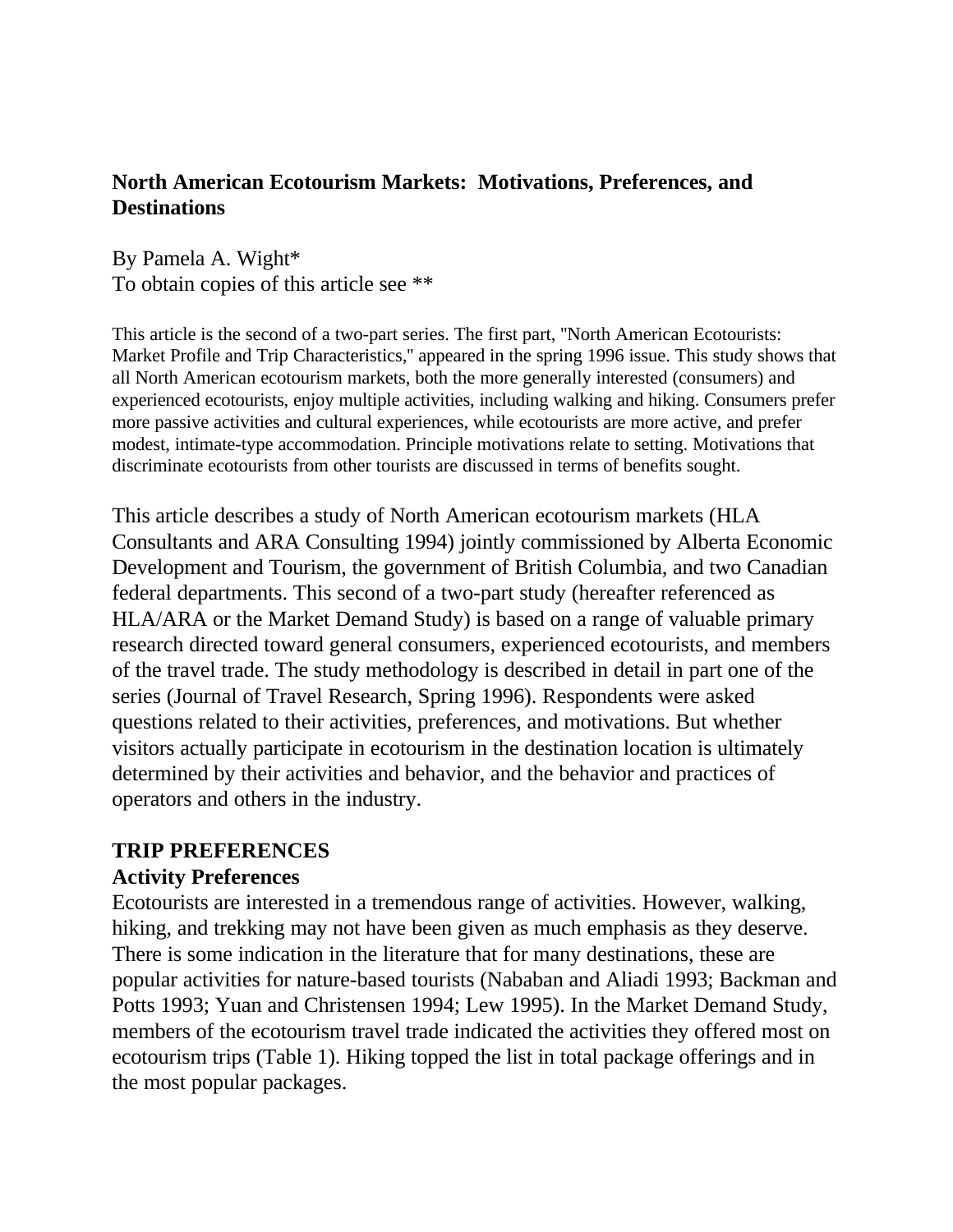**North American Ecotourism Markets: Motivations, Preferences, and Destinations**

By Pamela A. Wight*
To obtain copies of this article see **

This article is the second of a two-part series. The first part, "North American Ecotourists: Market Profile and Trip Characteristics," appeared in the spring 1996 issue. This study shows that all North American ecotourism markets, both the more generally interested (consumers) and experienced ecotourists, enjoy multiple activities, including walking and hiking. Consumers prefer more passive activities and cultural experiences, while ecotourists are more active, and prefer modest, intimate-type accommodation. Principle motivations relate to setting. Motivations that discriminate ecotourists from other tourists are discussed in terms of benefits sought.

This article describes a study of North American ecotourism markets (HLA Consultants and ARA Consulting 1994) jointly commissioned by Alberta Economic Development and Tourism, the government of British Columbia, and two Canadian federal departments. This second of a two-part study (hereafter referenced as HLA/ARA or the Market Demand Study) is based on a range of valuable primary research directed toward general consumers, experienced ecotourists, and members of the travel trade. The study methodology is described in detail in part one of the series (Journal of Travel Research, Spring 1996). Respondents were asked questions related to their activities, preferences, and motivations. But whether visitors actually participate in ecotourism in the destination location is ultimately determined by their activities and behavior, and the behavior and practices of operators and others in the industry.

## TRIP PREFERENCES

### Activity Preferences

Ecotourists are interested in a tremendous range of activities. However, walking, hiking, and trekking may not have been given as much emphasis as they deserve. There is some indication in the literature that for many destinations, these are popular activities for nature-based tourists (Nababan and Aliadi 1993; Backman and Potts 1993; Yuan and Christensen 1994; Lew 1995). In the Market Demand Study, members of the ecotourism travel trade indicated the activities they offered most on ecotourism trips (Table 1). Hiking topped the list in total package offerings and in the most popular packages.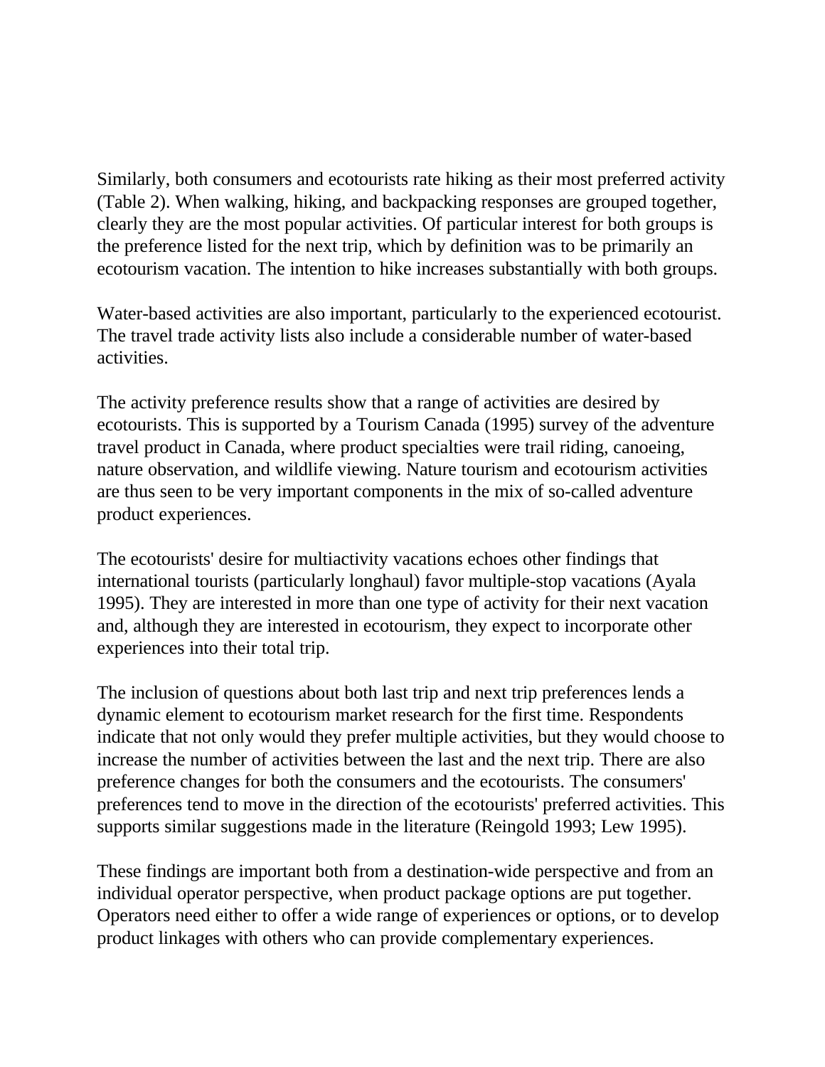Similarly, both consumers and ecotourists rate hiking as their most preferred activity (Table 2). When walking, hiking, and backpacking responses are grouped together, clearly they are the most popular activities. Of particular interest for both groups is the preference listed for the next trip, which by definition was to be primarily an ecotourism vacation. The intention to hike increases substantially with both groups.

Water-based activities are also important, particularly to the experienced ecotourist. The travel trade activity lists also include a considerable number of water-based activities.

The activity preference results show that a range of activities are desired by ecotourists. This is supported by a Tourism Canada (1995) survey of the adventure travel product in Canada, where product specialties were trail riding, canoeing, nature observation, and wildlife viewing. Nature tourism and ecotourism activities are thus seen to be very important components in the mix of so-called adventure product experiences.

The ecotourists' desire for multiactivity vacations echoes other findings that international tourists (particularly longhaul) favor multiple-stop vacations (Ayala 1995). They are interested in more than one type of activity for their next vacation and, although they are interested in ecotourism, they expect to incorporate other experiences into their total trip.

The inclusion of questions about both last trip and next trip preferences lends a dynamic element to ecotourism market research for the first time. Respondents indicate that not only would they prefer multiple activities, but they would choose to increase the number of activities between the last and the next trip. There are also preference changes for both the consumers and the ecotourists. The consumers' preferences tend to move in the direction of the ecotourists' preferred activities. This supports similar suggestions made in the literature (Reingold 1993; Lew 1995).

These findings are important both from a destination-wide perspective and from an individual operator perspective, when product package options are put together. Operators need either to offer a wide range of experiences or options, or to develop product linkages with others who can provide complementary experiences.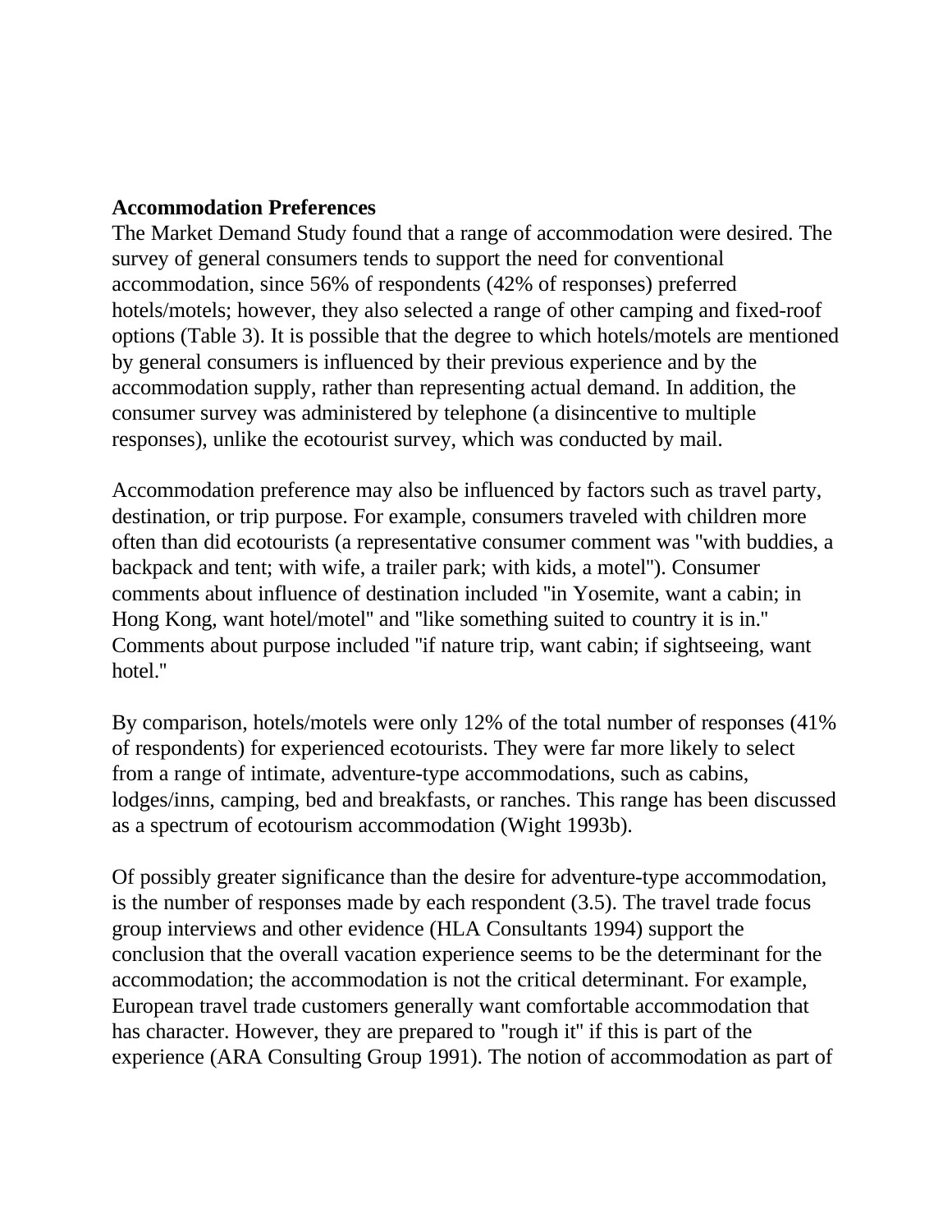**Accommodation Preferences**

The Market Demand Study found that a range of accommodation were desired. The survey of general consumers tends to support the need for conventional accommodation, since 56% of respondents (42% of responses) preferred hotels/motels; however, they also selected a range of other camping and fixed-roof options (Table 3). It is possible that the degree to which hotels/motels are mentioned by general consumers is influenced by their previous experience and by the accommodation supply, rather than representing actual demand. In addition, the consumer survey was administered by telephone (a disincentive to multiple responses), unlike the ecotourist survey, which was conducted by mail.

Accommodation preference may also be influenced by factors such as travel party, destination, or trip purpose. For example, consumers traveled with children more often than did ecotourists (a representative consumer comment was "with buddies, a backpack and tent; with wife, a trailer park; with kids, a motel"). Consumer comments about influence of destination included "in Yosemite, want a cabin; in Hong Kong, want hotel/motel" and "like something suited to country it is in." Comments about purpose included "if nature trip, want cabin; if sightseeing, want hotel."

By comparison, hotels/motels were only 12% of the total number of responses (41% of respondents) for experienced ecotourists. They were far more likely to select from a range of intimate, adventure-type accommodations, such as cabins, lodges/inns, camping, bed and breakfasts, or ranches. This range has been discussed as a spectrum of ecotourism accommodation (Wight 1993b).

Of possibly greater significance than the desire for adventure-type accommodation, is the number of responses made by each respondent (3.5). The travel trade focus group interviews and other evidence (HLA Consultants 1994) support the conclusion that the overall vacation experience seems to be the determinant for the accommodation; the accommodation is not the critical determinant. For example, European travel trade customers generally want comfortable accommodation that has character. However, they are prepared to "rough it" if this is part of the experience (ARA Consulting Group 1991). The notion of accommodation as part of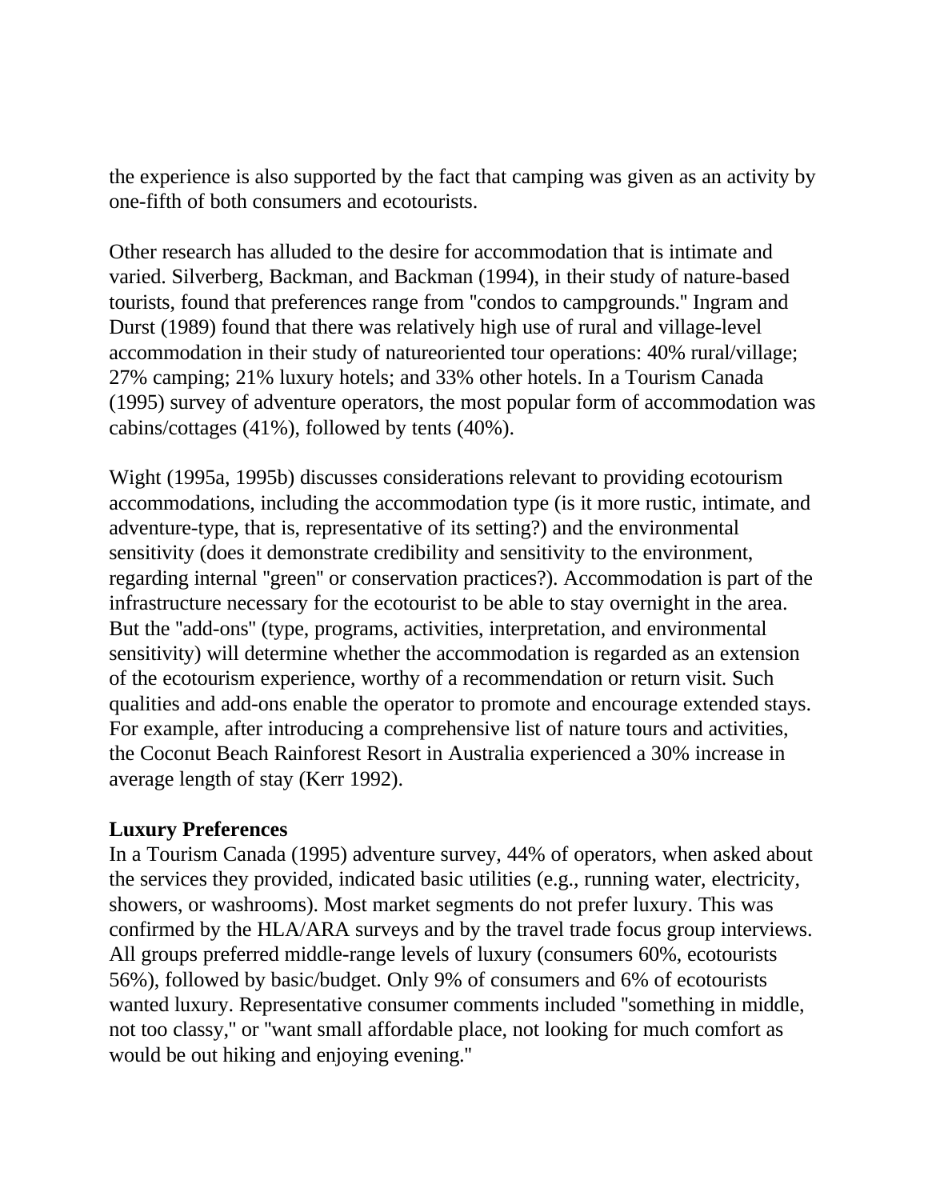the experience is also supported by the fact that camping was given as an activity by one-fifth of both consumers and ecotourists.

Other research has alluded to the desire for accommodation that is intimate and varied. Silverberg, Backman, and Backman (1994), in their study of nature-based tourists, found that preferences range from "condos to campgrounds." Ingram and Durst (1989) found that there was relatively high use of rural and village-level accommodation in their study of natureoriented tour operations: 40% rural/village; 27% camping; 21% luxury hotels; and 33% other hotels. In a Tourism Canada (1995) survey of adventure operators, the most popular form of accommodation was cabins/cottages (41%), followed by tents (40%).

Wight (1995a, 1995b) discusses considerations relevant to providing ecotourism accommodations, including the accommodation type (is it more rustic, intimate, and adventure-type, that is, representative of its setting?) and the environmental sensitivity (does it demonstrate credibility and sensitivity to the environment, regarding internal "green" or conservation practices?). Accommodation is part of the infrastructure necessary for the ecotourist to be able to stay overnight in the area. But the "add-ons" (type, programs, activities, interpretation, and environmental sensitivity) will determine whether the accommodation is regarded as an extension of the ecotourism experience, worthy of a recommendation or return visit. Such qualities and add-ons enable the operator to promote and encourage extended stays. For example, after introducing a comprehensive list of nature tours and activities, the Coconut Beach Rainforest Resort in Australia experienced a 30% increase in average length of stay (Kerr 1992).

**Luxury Preferences**

In a Tourism Canada (1995) adventure survey, 44% of operators, when asked about the services they provided, indicated basic utilities (e.g., running water, electricity, showers, or washrooms). Most market segments do not prefer luxury. This was confirmed by the HLA/ARA surveys and by the travel trade focus group interviews. All groups preferred middle-range levels of luxury (consumers 60%, ecotourists 56%), followed by basic/budget. Only 9% of consumers and 6% of ecotourists wanted luxury. Representative consumer comments included "something in middle, not too classy," or "want small affordable place, not looking for much comfort as would be out hiking and enjoying evening."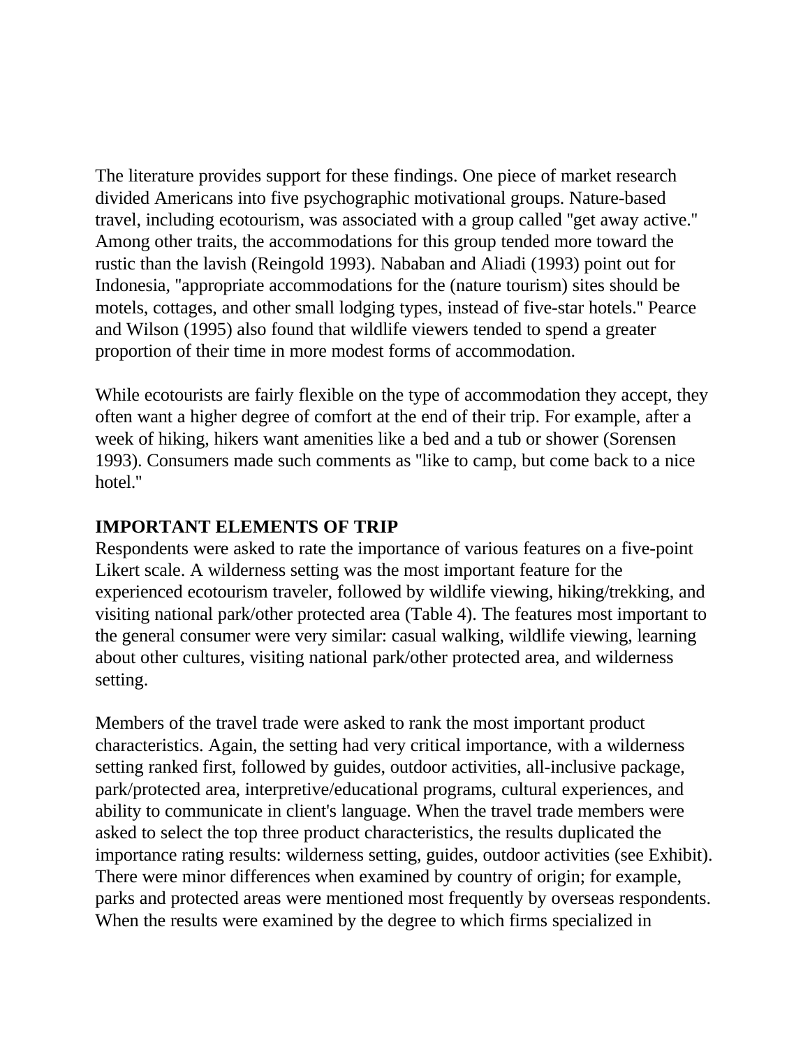The literature provides support for these findings. One piece of market research divided Americans into five psychographic motivational groups. Nature-based travel, including ecotourism, was associated with a group called "get away active." Among other traits, the accommodations for this group tended more toward the rustic than the lavish (Reingold 1993). Nababan and Aliadi (1993) point out for Indonesia, "appropriate accommodations for the (nature tourism) sites should be motels, cottages, and other small lodging types, instead of five-star hotels." Pearce and Wilson (1995) also found that wildlife viewers tended to spend a greater proportion of their time in more modest forms of accommodation.

While ecotourists are fairly flexible on the type of accommodation they accept, they often want a higher degree of comfort at the end of their trip. For example, after a week of hiking, hikers want amenities like a bed and a tub or shower (Sorensen 1993). Consumers made such comments as "like to camp, but come back to a nice hotel."

## IMPORTANT ELEMENTS OF TRIP

Respondents were asked to rate the importance of various features on a five-point Likert scale. A wilderness setting was the most important feature for the experienced ecotourism traveler, followed by wildlife viewing, hiking/trekking, and visiting national park/other protected area (Table 4). The features most important to the general consumer were very similar: casual walking, wildlife viewing, learning about other cultures, visiting national park/other protected area, and wilderness setting.

Members of the travel trade were asked to rank the most important product characteristics. Again, the setting had very critical importance, with a wilderness setting ranked first, followed by guides, outdoor activities, all-inclusive package, park/protected area, interpretive/educational programs, cultural experiences, and ability to communicate in client's language. When the travel trade members were asked to select the top three product characteristics, the results duplicated the importance rating results: wilderness setting, guides, outdoor activities (see Exhibit). There were minor differences when examined by country of origin; for example, parks and protected areas were mentioned most frequently by overseas respondents. When the results were examined by the degree to which firms specialized in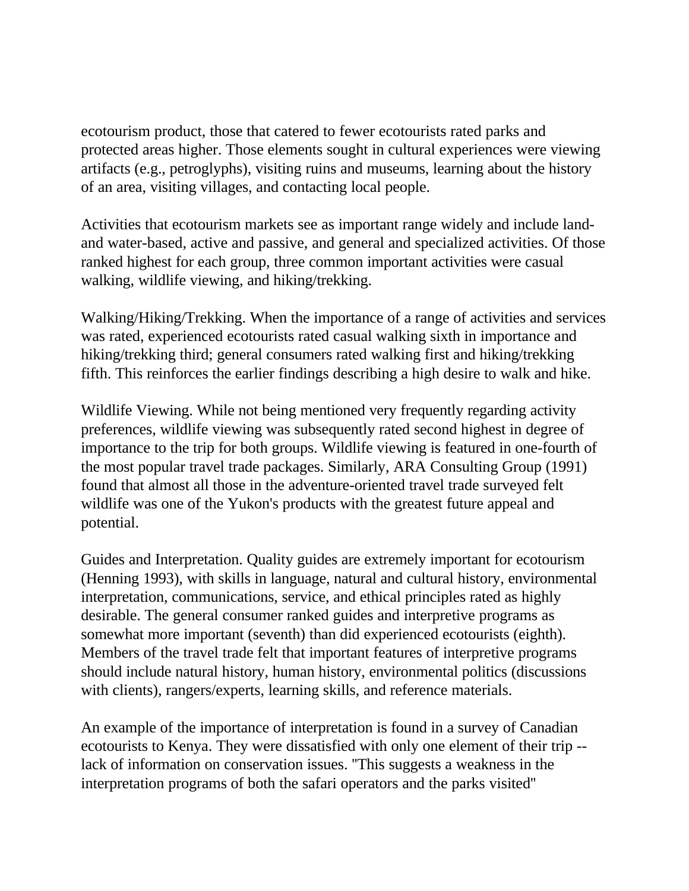ecotourism product, those that catered to fewer ecotourists rated parks and protected areas higher. Those elements sought in cultural experiences were viewing artifacts (e.g., petroglyphs), visiting ruins and museums, learning about the history of an area, visiting villages, and contacting local people.

Activities that ecotourism markets see as important range widely and include land- and water-based, active and passive, and general and specialized activities. Of those ranked highest for each group, three common important activities were casual walking, wildlife viewing, and hiking/trekking.

Walking/Hiking/Trekking. When the importance of a range of activities and services was rated, experienced ecotourists rated casual walking sixth in importance and hiking/trekking third; general consumers rated walking first and hiking/trekking fifth. This reinforces the earlier findings describing a high desire to walk and hike.

Wildlife Viewing. While not being mentioned very frequently regarding activity preferences, wildlife viewing was subsequently rated second highest in degree of importance to the trip for both groups. Wildlife viewing is featured in one-fourth of the most popular travel trade packages. Similarly, ARA Consulting Group (1991) found that almost all those in the adventure-oriented travel trade surveyed felt wildlife was one of the Yukon's products with the greatest future appeal and potential.

Guides and Interpretation. Quality guides are extremely important for ecotourism (Henning 1993), with skills in language, natural and cultural history, environmental interpretation, communications, service, and ethical principles rated as highly desirable. The general consumer ranked guides and interpretive programs as somewhat more important (seventh) than did experienced ecotourists (eighth). Members of the travel trade felt that important features of interpretive programs should include natural history, human history, environmental politics (discussions with clients), rangers/experts, learning skills, and reference materials.

An example of the importance of interpretation is found in a survey of Canadian ecotourists to Kenya. They were dissatisfied with only one element of their trip -- lack of information on conservation issues. "This suggests a weakness in the interpretation programs of both the safari operators and the parks visited"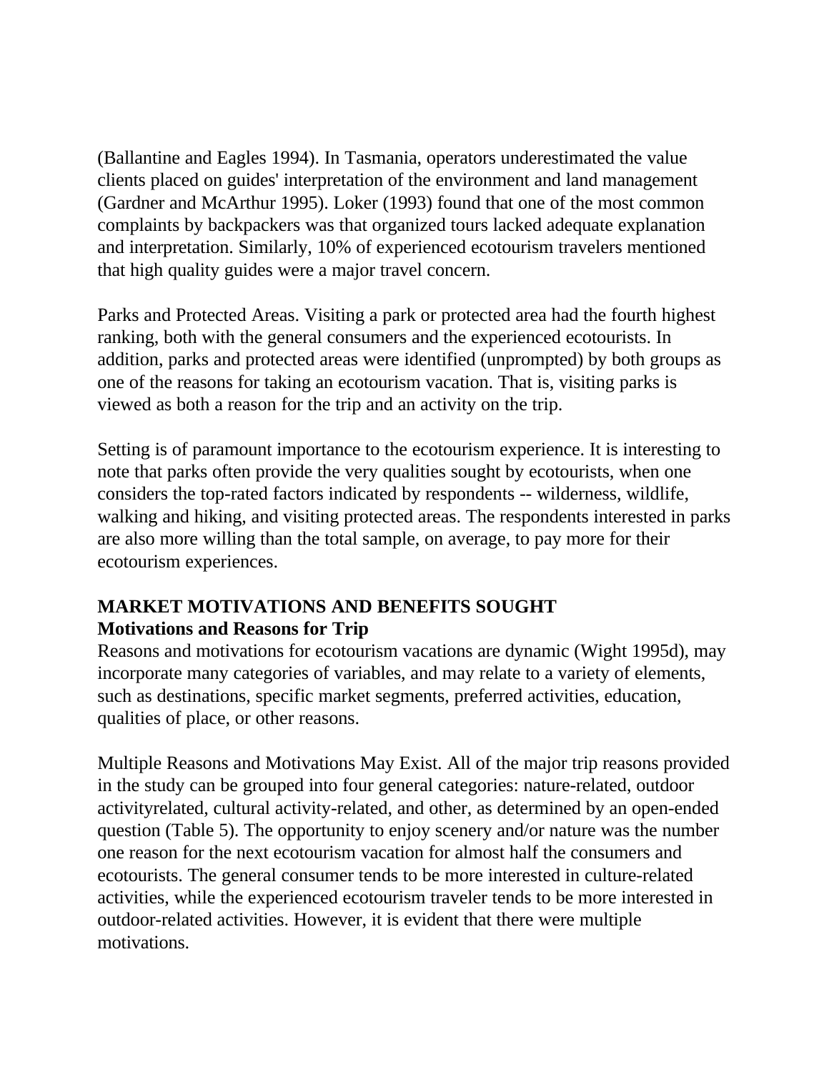(Ballantine and Eagles 1994). In Tasmania, operators underestimated the value clients placed on guides' interpretation of the environment and land management (Gardner and McArthur 1995). Loker (1993) found that one of the most common complaints by backpackers was that organized tours lacked adequate explanation and interpretation. Similarly, 10% of experienced ecotourism travelers mentioned that high quality guides were a major travel concern.

Parks and Protected Areas. Visiting a park or protected area had the fourth highest ranking, both with the general consumers and the experienced ecotourists. In addition, parks and protected areas were identified (unprompted) by both groups as one of the reasons for taking an ecotourism vacation. That is, visiting parks is viewed as both a reason for the trip and an activity on the trip.

Setting is of paramount importance to the ecotourism experience. It is interesting to note that parks often provide the very qualities sought by ecotourists, when one considers the top-rated factors indicated by respondents -- wilderness, wildlife, walking and hiking, and visiting protected areas. The respondents interested in parks are also more willing than the total sample, on average, to pay more for their ecotourism experiences.

## MARKET MOTIVATIONS AND BENEFITS SOUGHT

### Motivations and Reasons for Trip

Reasons and motivations for ecotourism vacations are dynamic (Wight 1995d), may incorporate many categories of variables, and may relate to a variety of elements, such as destinations, specific market segments, preferred activities, education, qualities of place, or other reasons.

Multiple Reasons and Motivations May Exist. All of the major trip reasons provided in the study can be grouped into four general categories: nature-related, outdoor activityrelated, cultural activity-related, and other, as determined by an open-ended question (Table 5). The opportunity to enjoy scenery and/or nature was the number one reason for the next ecotourism vacation for almost half the consumers and ecotourists. The general consumer tends to be more interested in culture-related activities, while the experienced ecotourism traveler tends to be more interested in outdoor-related activities. However, it is evident that there were multiple motivations.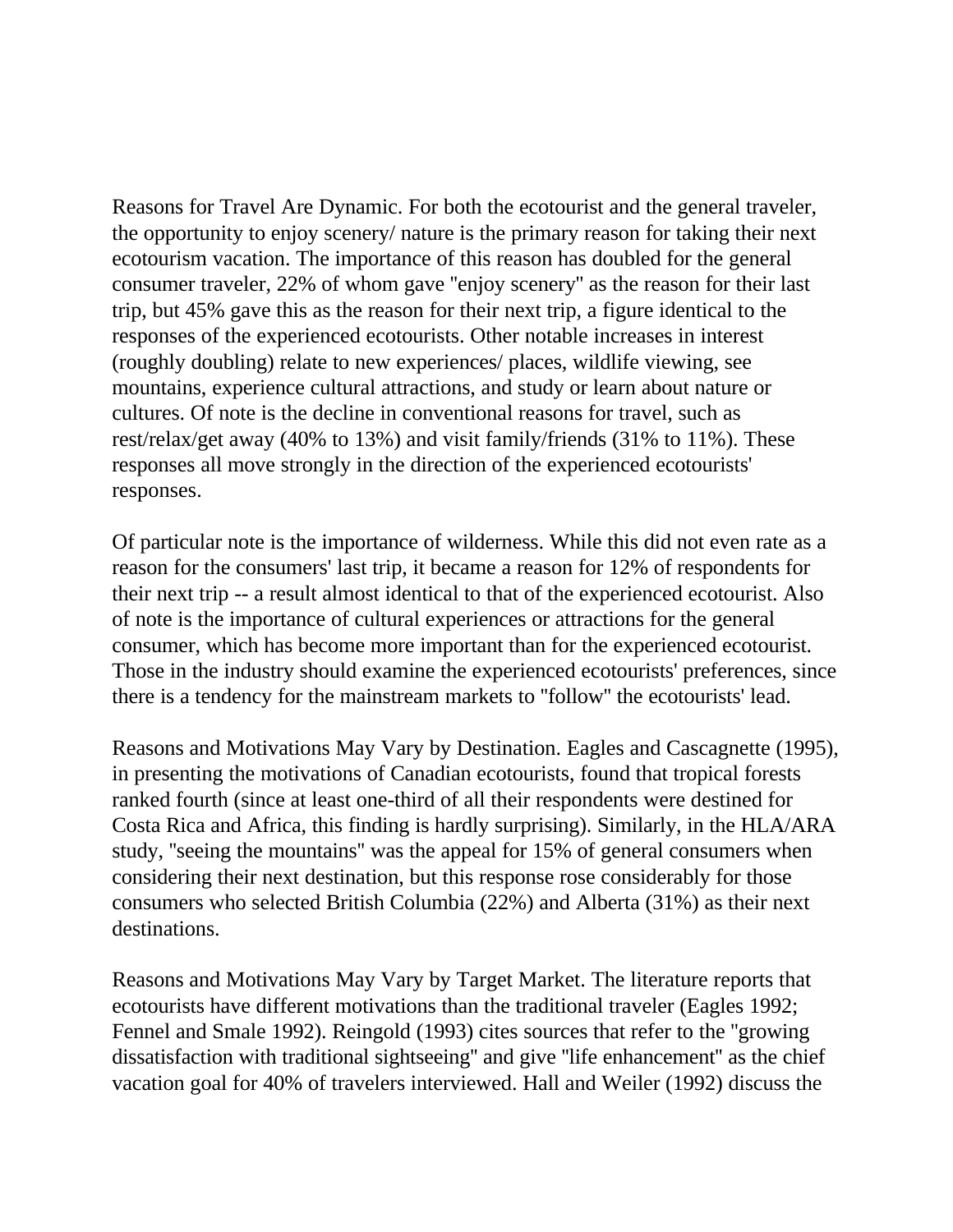Reasons for Travel Are Dynamic. For both the ecotourist and the general traveler, the opportunity to enjoy scenery/ nature is the primary reason for taking their next ecotourism vacation. The importance of this reason has doubled for the general consumer traveler, 22% of whom gave "enjoy scenery" as the reason for their last trip, but 45% gave this as the reason for their next trip, a figure identical to the responses of the experienced ecotourists. Other notable increases in interest (roughly doubling) relate to new experiences/ places, wildlife viewing, see mountains, experience cultural attractions, and study or learn about nature or cultures. Of note is the decline in conventional reasons for travel, such as rest/relax/get away (40% to 13%) and visit family/friends (31% to 11%). These responses all move strongly in the direction of the experienced ecotourists' responses.

Of particular note is the importance of wilderness. While this did not even rate as a reason for the consumers' last trip, it became a reason for 12% of respondents for their next trip -- a result almost identical to that of the experienced ecotourist. Also of note is the importance of cultural experiences or attractions for the general consumer, which has become more important than for the experienced ecotourist. Those in the industry should examine the experienced ecotourists' preferences, since there is a tendency for the mainstream markets to "follow" the ecotourists' lead.

Reasons and Motivations May Vary by Destination. Eagles and Cascagnette (1995), in presenting the motivations of Canadian ecotourists, found that tropical forests ranked fourth (since at least one-third of all their respondents were destined for Costa Rica and Africa, this finding is hardly surprising). Similarly, in the HLA/ARA study, "seeing the mountains" was the appeal for 15% of general consumers when considering their next destination, but this response rose considerably for those consumers who selected British Columbia (22%) and Alberta (31%) as their next destinations.

Reasons and Motivations May Vary by Target Market. The literature reports that ecotourists have different motivations than the traditional traveler (Eagles 1992; Fennel and Smale 1992). Reingold (1993) cites sources that refer to the "growing dissatisfaction with traditional sightseeing" and give "life enhancement" as the chief vacation goal for 40% of travelers interviewed. Hall and Weiler (1992) discuss the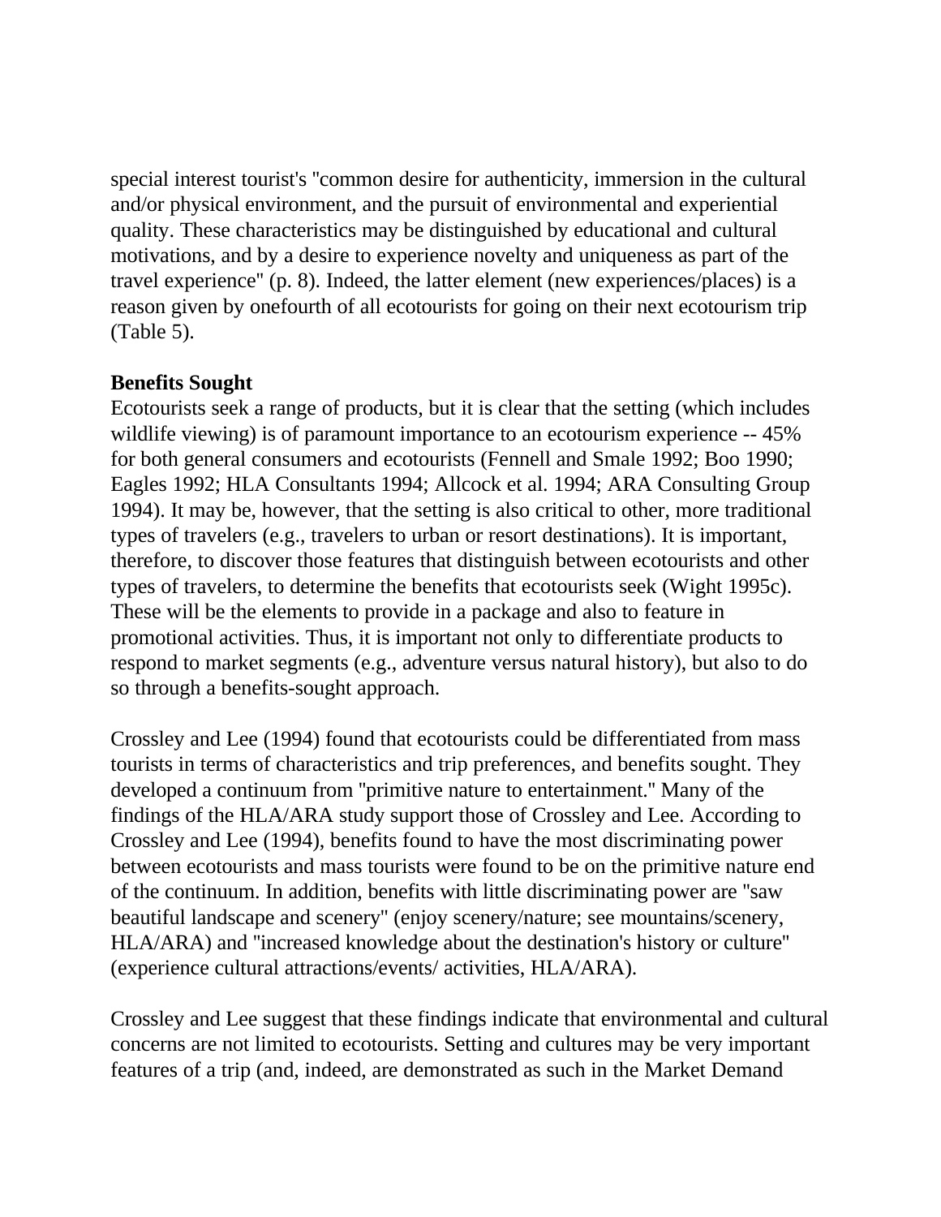special interest tourist's "common desire for authenticity, immersion in the cultural and/or physical environment, and the pursuit of environmental and experiential quality. These characteristics may be distinguished by educational and cultural motivations, and by a desire to experience novelty and uniqueness as part of the travel experience" (p. 8). Indeed, the latter element (new experiences/places) is a reason given by onefourth of all ecotourists for going on their next ecotourism trip (Table 5).

**Benefits Sought**

Ecotourists seek a range of products, but it is clear that the setting (which includes wildlife viewing) is of paramount importance to an ecotourism experience -- 45% for both general consumers and ecotourists (Fennell and Smale 1992; Boo 1990; Eagles 1992; HLA Consultants 1994; Allcock et al. 1994; ARA Consulting Group 1994). It may be, however, that the setting is also critical to other, more traditional types of travelers (e.g., travelers to urban or resort destinations). It is important, therefore, to discover those features that distinguish between ecotourists and other types of travelers, to determine the benefits that ecotourists seek (Wight 1995c). These will be the elements to provide in a package and also to feature in promotional activities. Thus, it is important not only to differentiate products to respond to market segments (e.g., adventure versus natural history), but also to do so through a benefits-sought approach.

Crossley and Lee (1994) found that ecotourists could be differentiated from mass tourists in terms of characteristics and trip preferences, and benefits sought. They developed a continuum from "primitive nature to entertainment." Many of the findings of the HLA/ARA study support those of Crossley and Lee. According to Crossley and Lee (1994), benefits found to have the most discriminating power between ecotourists and mass tourists were found to be on the primitive nature end of the continuum. In addition, benefits with little discriminating power are "saw beautiful landscape and scenery" (enjoy scenery/nature; see mountains/scenery, HLA/ARA) and "increased knowledge about the destination's history or culture" (experience cultural attractions/events/ activities, HLA/ARA).

Crossley and Lee suggest that these findings indicate that environmental and cultural concerns are not limited to ecotourists. Setting and cultures may be very important features of a trip (and, indeed, are demonstrated as such in the Market Demand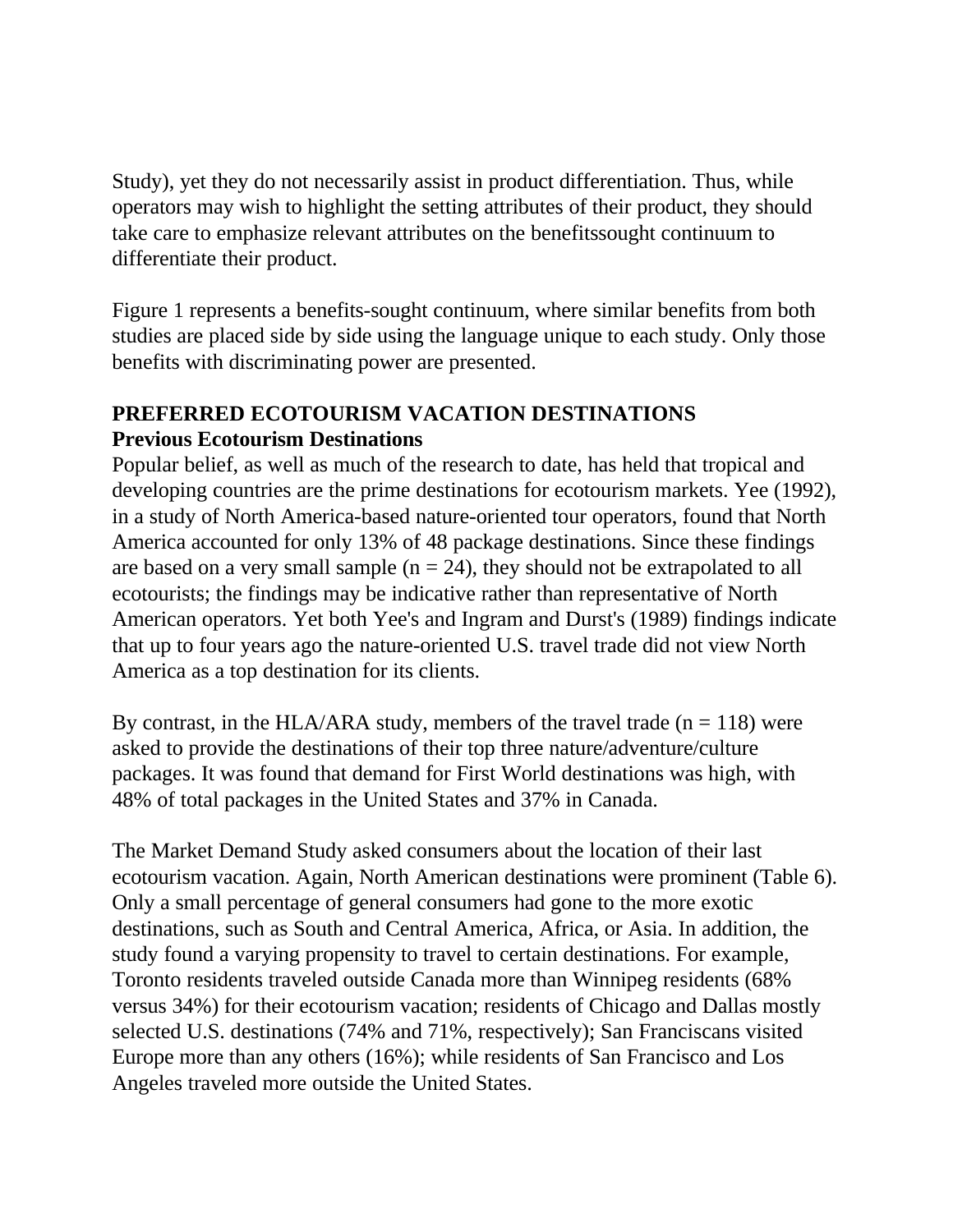Study), yet they do not necessarily assist in product differentiation. Thus, while operators may wish to highlight the setting attributes of their product, they should take care to emphasize relevant attributes on the benefitssought continuum to differentiate their product.

Figure 1 represents a benefits-sought continuum, where similar benefits from both studies are placed side by side using the language unique to each study. Only those benefits with discriminating power are presented.

## PREFERRED ECOTOURISM VACATION DESTINATIONS

### Previous Ecotourism Destinations

Popular belief, as well as much of the research to date, has held that tropical and developing countries are the prime destinations for ecotourism markets. Yee (1992), in a study of North America-based nature-oriented tour operators, found that North America accounted for only 13% of 48 package destinations. Since these findings are based on a very small sample (n = 24), they should not be extrapolated to all ecotourists; the findings may be indicative rather than representative of North American operators. Yet both Yee's and Ingram and Durst's (1989) findings indicate that up to four years ago the nature-oriented U.S. travel trade did not view North America as a top destination for its clients.

By contrast, in the HLA/ARA study, members of the travel trade (n = 118) were asked to provide the destinations of their top three nature/adventure/culture packages. It was found that demand for First World destinations was high, with 48% of total packages in the United States and 37% in Canada.

The Market Demand Study asked consumers about the location of their last ecotourism vacation. Again, North American destinations were prominent (Table 6). Only a small percentage of general consumers had gone to the more exotic destinations, such as South and Central America, Africa, or Asia. In addition, the study found a varying propensity to travel to certain destinations. For example, Toronto residents traveled outside Canada more than Winnipeg residents (68% versus 34%) for their ecotourism vacation; residents of Chicago and Dallas mostly selected U.S. destinations (74% and 71%, respectively); San Franciscans visited Europe more than any others (16%); while residents of San Francisco and Los Angeles traveled more outside the United States.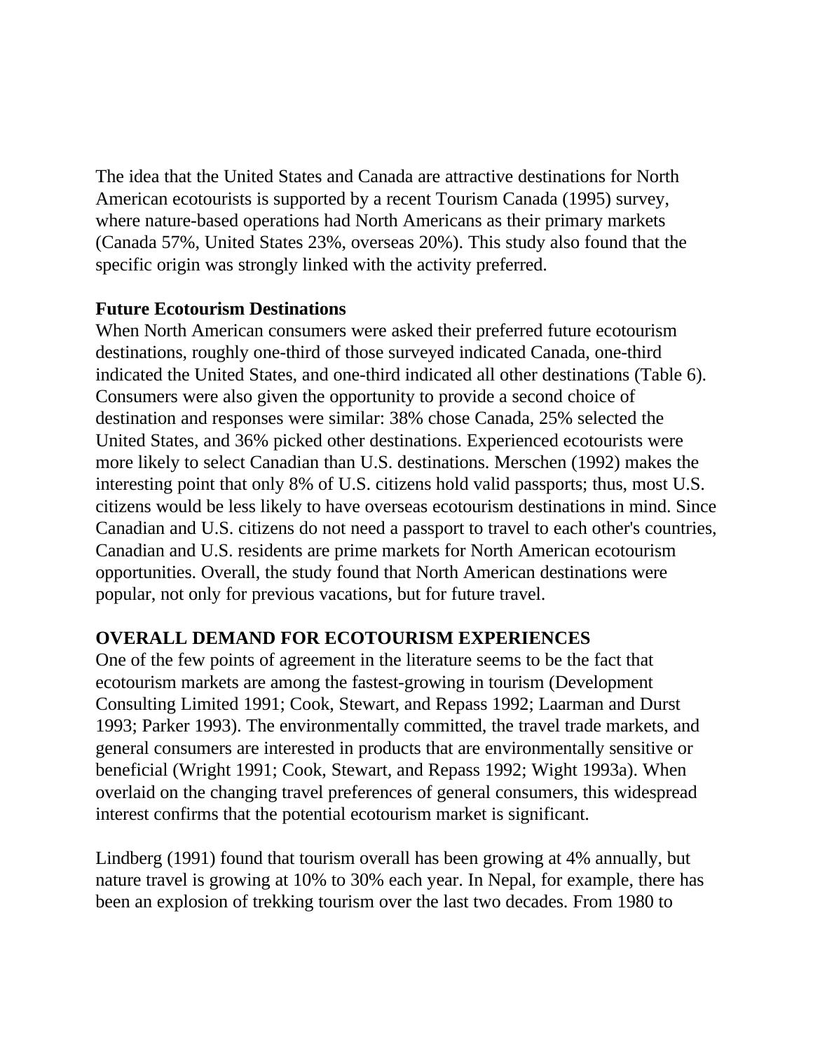The idea that the United States and Canada are attractive destinations for North American ecotourists is supported by a recent Tourism Canada (1995) survey, where nature-based operations had North Americans as their primary markets (Canada 57%, United States 23%, overseas 20%). This study also found that the specific origin was strongly linked with the activity preferred.

### Future Ecotourism Destinations

When North American consumers were asked their preferred future ecotourism destinations, roughly one-third of those surveyed indicated Canada, one-third indicated the United States, and one-third indicated all other destinations (Table 6). Consumers were also given the opportunity to provide a second choice of destination and responses were similar: 38% chose Canada, 25% selected the United States, and 36% picked other destinations. Experienced ecotourists were more likely to select Canadian than U.S. destinations. Merschen (1992) makes the interesting point that only 8% of U.S. citizens hold valid passports; thus, most U.S. citizens would be less likely to have overseas ecotourism destinations in mind. Since Canadian and U.S. citizens do not need a passport to travel to each other's countries, Canadian and U.S. residents are prime markets for North American ecotourism opportunities. Overall, the study found that North American destinations were popular, not only for previous vacations, but for future travel.

## OVERALL DEMAND FOR ECOTOURISM EXPERIENCES

One of the few points of agreement in the literature seems to be the fact that ecotourism markets are among the fastest-growing in tourism (Development Consulting Limited 1991; Cook, Stewart, and Repass 1992; Laarman and Durst 1993; Parker 1993). The environmentally committed, the travel trade markets, and general consumers are interested in products that are environmentally sensitive or beneficial (Wright 1991; Cook, Stewart, and Repass 1992; Wight 1993a). When overlaid on the changing travel preferences of general consumers, this widespread interest confirms that the potential ecotourism market is significant.

Lindberg (1991) found that tourism overall has been growing at 4% annually, but nature travel is growing at 10% to 30% each year. In Nepal, for example, there has been an explosion of trekking tourism over the last two decades. From 1980 to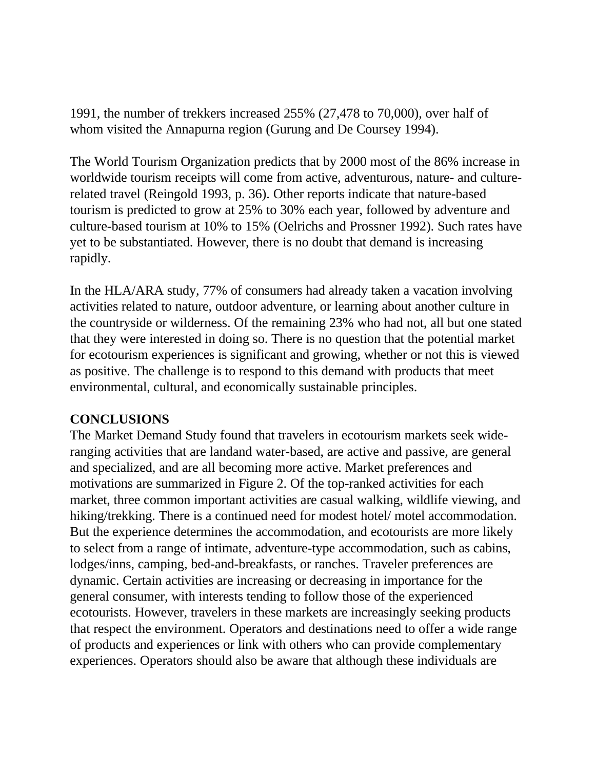1991, the number of trekkers increased 255% (27,478 to 70,000), over half of whom visited the Annapurna region (Gurung and De Coursey 1994).

The World Tourism Organization predicts that by 2000 most of the 86% increase in worldwide tourism receipts will come from active, adventurous, nature- and culture-related travel (Reingold 1993, p. 36). Other reports indicate that nature-based tourism is predicted to grow at 25% to 30% each year, followed by adventure and culture-based tourism at 10% to 15% (Oelrichs and Prossner 1992). Such rates have yet to be substantiated. However, there is no doubt that demand is increasing rapidly.

In the HLA/ARA study, 77% of consumers had already taken a vacation involving activities related to nature, outdoor adventure, or learning about another culture in the countryside or wilderness. Of the remaining 23% who had not, all but one stated that they were interested in doing so. There is no question that the potential market for ecotourism experiences is significant and growing, whether or not this is viewed as positive. The challenge is to respond to this demand with products that meet environmental, cultural, and economically sustainable principles.

**CONCLUSIONS**

The Market Demand Study found that travelers in ecotourism markets seek wide-ranging activities that are landand water-based, are active and passive, are general and specialized, and are all becoming more active. Market preferences and motivations are summarized in Figure 2. Of the top-ranked activities for each market, three common important activities are casual walking, wildlife viewing, and hiking/trekking. There is a continued need for modest hotel/ motel accommodation. But the experience determines the accommodation, and ecotourists are more likely to select from a range of intimate, adventure-type accommodation, such as cabins, lodges/inns, camping, bed-and-breakfasts, or ranches. Traveler preferences are dynamic. Certain activities are increasing or decreasing in importance for the general consumer, with interests tending to follow those of the experienced ecotourists. However, travelers in these markets are increasingly seeking products that respect the environment. Operators and destinations need to offer a wide range of products and experiences or link with others who can provide complementary experiences. Operators should also be aware that although these individuals are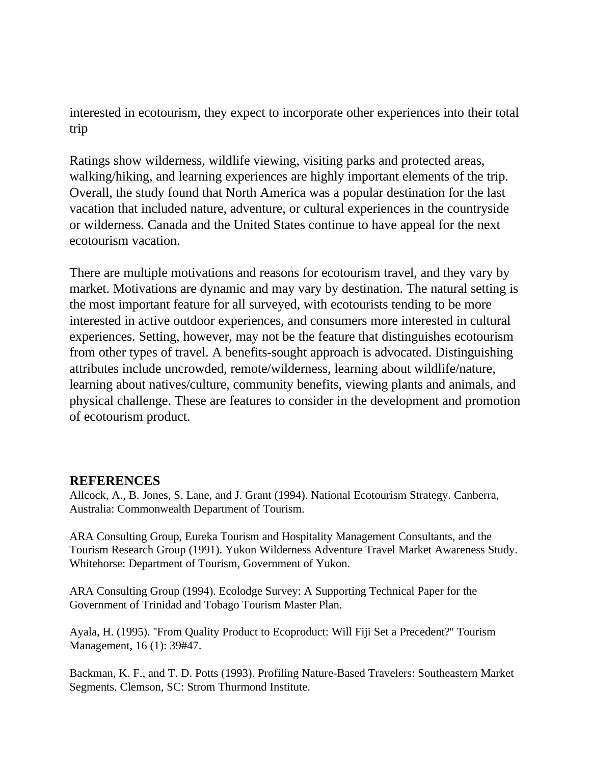interested in ecotourism, they expect to incorporate other experiences into their total trip

Ratings show wilderness, wildlife viewing, visiting parks and protected areas, walking/hiking, and learning experiences are highly important elements of the trip. Overall, the study found that North America was a popular destination for the last vacation that included nature, adventure, or cultural experiences in the countryside or wilderness. Canada and the United States continue to have appeal for the next ecotourism vacation.

There are multiple motivations and reasons for ecotourism travel, and they vary by market. Motivations are dynamic and may vary by destination. The natural setting is the most important feature for all surveyed, with ecotourists tending to be more interested in active outdoor experiences, and consumers more interested in cultural experiences. Setting, however, may not be the feature that distinguishes ecotourism from other types of travel. A benefits-sought approach is advocated. Distinguishing attributes include uncrowded, remote/wilderness, learning about wildlife/nature, learning about natives/culture, community benefits, viewing plants and animals, and physical challenge. These are features to consider in the development and promotion of ecotourism product.

## REFERENCES

Allcock, A., B. Jones, S. Lane, and J. Grant (1994). National Ecotourism Strategy. Canberra, Australia: Commonwealth Department of Tourism.

ARA Consulting Group, Eureka Tourism and Hospitality Management Consultants, and the Tourism Research Group (1991). Yukon Wilderness Adventure Travel Market Awareness Study. Whitehorse: Department of Tourism, Government of Yukon.

ARA Consulting Group (1994). Ecolodge Survey: A Supporting Technical Paper for the Government of Trinidad and Tobago Tourism Master Plan.

Ayala, H. (1995). "From Quality Product to Ecoproduct: Will Fiji Set a Precedent?" Tourism Management, 16 (1): 39#47.

Backman, K. F., and T. D. Potts (1993). Profiling Nature-Based Travelers: Southeastern Market Segments. Clemson, SC: Strom Thurmond Institute.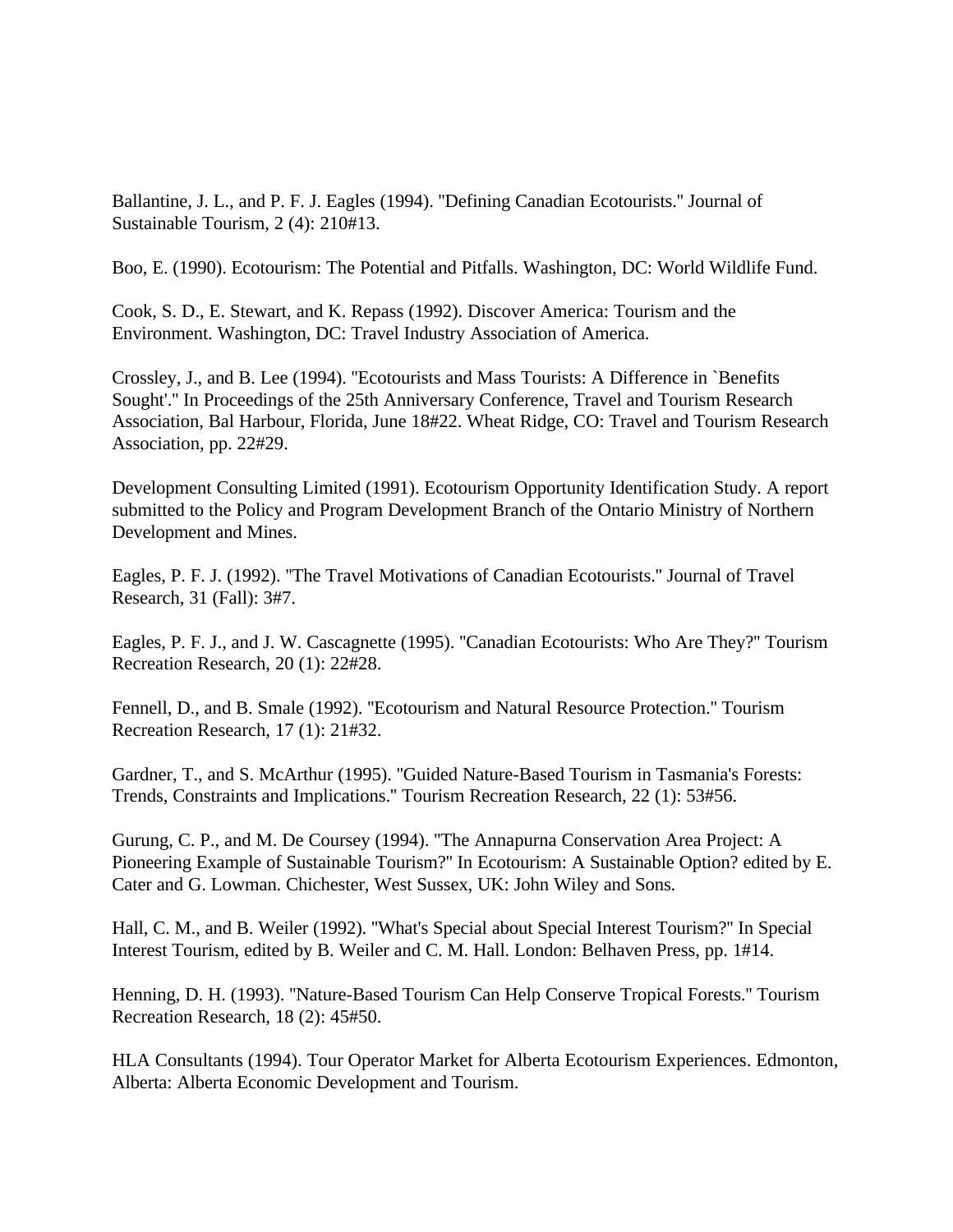Ballantine, J. L., and P. F. J. Eagles (1994). "Defining Canadian Ecotourists." Journal of Sustainable Tourism, 2 (4): 210#13.

Boo, E. (1990). Ecotourism: The Potential and Pitfalls. Washington, DC: World Wildlife Fund.

Cook, S. D., E. Stewart, and K. Repass (1992). Discover America: Tourism and the Environment. Washington, DC: Travel Industry Association of America.

Crossley, J., and B. Lee (1994). "Ecotourists and Mass Tourists: A Difference in `Benefits Sought'." In Proceedings of the 25th Anniversary Conference, Travel and Tourism Research Association, Bal Harbour, Florida, June 18#22. Wheat Ridge, CO: Travel and Tourism Research Association, pp. 22#29.

Development Consulting Limited (1991). Ecotourism Opportunity Identification Study. A report submitted to the Policy and Program Development Branch of the Ontario Ministry of Northern Development and Mines.

Eagles, P. F. J. (1992). "The Travel Motivations of Canadian Ecotourists." Journal of Travel Research, 31 (Fall): 3#7.

Eagles, P. F. J., and J. W. Cascagnette (1995). "Canadian Ecotourists: Who Are They?" Tourism Recreation Research, 20 (1): 22#28.

Fennell, D., and B. Smale (1992). "Ecotourism and Natural Resource Protection." Tourism Recreation Research, 17 (1): 21#32.

Gardner, T., and S. McArthur (1995). "Guided Nature-Based Tourism in Tasmania's Forests: Trends, Constraints and Implications." Tourism Recreation Research, 22 (1): 53#56.

Gurung, C. P., and M. De Coursey (1994). "The Annapurna Conservation Area Project: A Pioneering Example of Sustainable Tourism?" In Ecotourism: A Sustainable Option? edited by E. Cater and G. Lowman. Chichester, West Sussex, UK: John Wiley and Sons.

Hall, C. M., and B. Weiler (1992). "What's Special about Special Interest Tourism?" In Special Interest Tourism, edited by B. Weiler and C. M. Hall. London: Belhaven Press, pp. 1#14.

Henning, D. H. (1993). "Nature-Based Tourism Can Help Conserve Tropical Forests." Tourism Recreation Research, 18 (2): 45#50.

HLA Consultants (1994). Tour Operator Market for Alberta Ecotourism Experiences. Edmonton, Alberta: Alberta Economic Development and Tourism.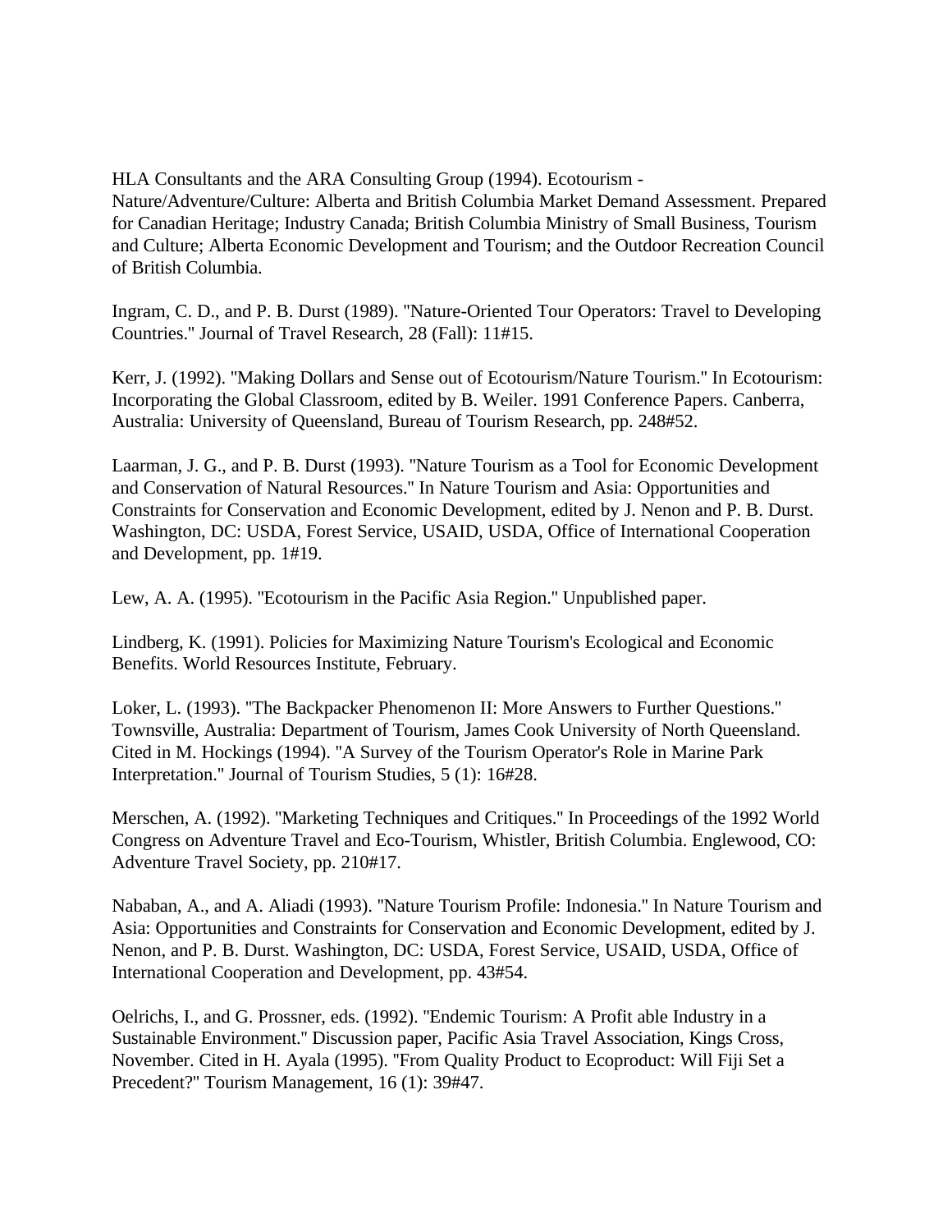HLA Consultants and the ARA Consulting Group (1994). Ecotourism - Nature/Adventure/Culture: Alberta and British Columbia Market Demand Assessment. Prepared for Canadian Heritage; Industry Canada; British Columbia Ministry of Small Business, Tourism and Culture; Alberta Economic Development and Tourism; and the Outdoor Recreation Council of British Columbia.

Ingram, C. D., and P. B. Durst (1989). "Nature-Oriented Tour Operators: Travel to Developing Countries." Journal of Travel Research, 28 (Fall): 11#15.

Kerr, J. (1992). "Making Dollars and Sense out of Ecotourism/Nature Tourism." In Ecotourism: Incorporating the Global Classroom, edited by B. Weiler. 1991 Conference Papers. Canberra, Australia: University of Queensland, Bureau of Tourism Research, pp. 248#52.

Laarman, J. G., and P. B. Durst (1993). "Nature Tourism as a Tool for Economic Development and Conservation of Natural Resources." In Nature Tourism and Asia: Opportunities and Constraints for Conservation and Economic Development, edited by J. Nenon and P. B. Durst. Washington, DC: USDA, Forest Service, USAID, USDA, Office of International Cooperation and Development, pp. 1#19.

Lew, A. A. (1995). "Ecotourism in the Pacific Asia Region." Unpublished paper.

Lindberg, K. (1991). Policies for Maximizing Nature Tourism's Ecological and Economic Benefits. World Resources Institute, February.

Loker, L. (1993). "The Backpacker Phenomenon II: More Answers to Further Questions." Townsville, Australia: Department of Tourism, James Cook University of North Queensland. Cited in M. Hockings (1994). "A Survey of the Tourism Operator's Role in Marine Park Interpretation." Journal of Tourism Studies, 5 (1): 16#28.

Merschen, A. (1992). "Marketing Techniques and Critiques." In Proceedings of the 1992 World Congress on Adventure Travel and Eco-Tourism, Whistler, British Columbia. Englewood, CO: Adventure Travel Society, pp. 210#17.

Nababan, A., and A. Aliadi (1993). "Nature Tourism Profile: Indonesia." In Nature Tourism and Asia: Opportunities and Constraints for Conservation and Economic Development, edited by J. Nenon, and P. B. Durst. Washington, DC: USDA, Forest Service, USAID, USDA, Office of International Cooperation and Development, pp. 43#54.

Oelrichs, I., and G. Prossner, eds. (1992). "Endemic Tourism: A Profit able Industry in a Sustainable Environment." Discussion paper, Pacific Asia Travel Association, Kings Cross, November. Cited in H. Ayala (1995). "From Quality Product to Ecoproduct: Will Fiji Set a Precedent?" Tourism Management, 16 (1): 39#47.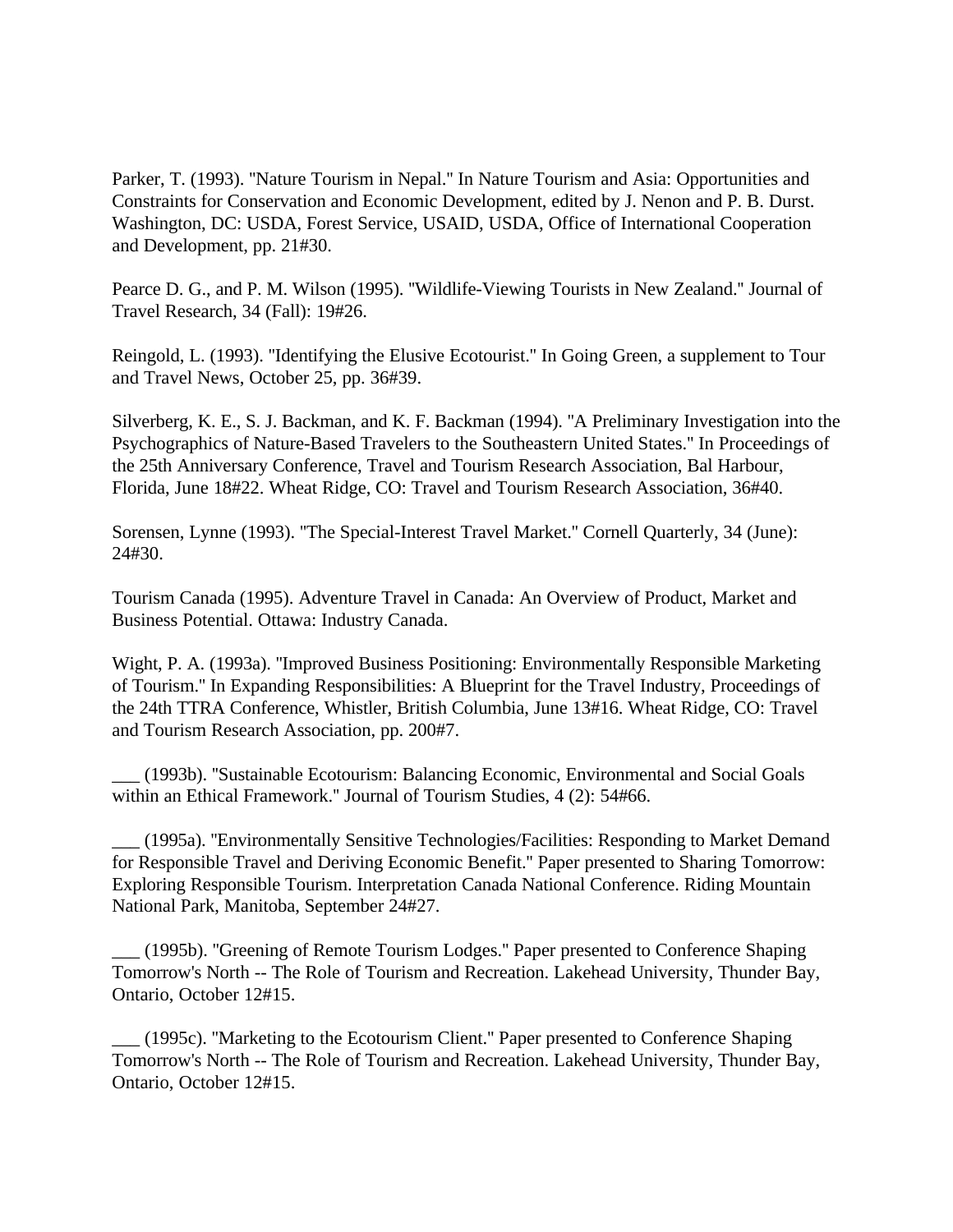Parker, T. (1993). "Nature Tourism in Nepal." In Nature Tourism and Asia: Opportunities and Constraints for Conservation and Economic Development, edited by J. Nenon and P. B. Durst. Washington, DC: USDA, Forest Service, USAID, USDA, Office of International Cooperation and Development, pp. 21#30.

Pearce D. G., and P. M. Wilson (1995). "Wildlife-Viewing Tourists in New Zealand." Journal of Travel Research, 34 (Fall): 19#26.

Reingold, L. (1993). "Identifying the Elusive Ecotourist." In Going Green, a supplement to Tour and Travel News, October 25, pp. 36#39.

Silverberg, K. E., S. J. Backman, and K. F. Backman (1994). "A Preliminary Investigation into the Psychographics of Nature-Based Travelers to the Southeastern United States." In Proceedings of the 25th Anniversary Conference, Travel and Tourism Research Association, Bal Harbour, Florida, June 18#22. Wheat Ridge, CO: Travel and Tourism Research Association, 36#40.

Sorensen, Lynne (1993). "The Special-Interest Travel Market." Cornell Quarterly, 34 (June): 24#30.

Tourism Canada (1995). Adventure Travel in Canada: An Overview of Product, Market and Business Potential. Ottawa: Industry Canada.

Wight, P. A. (1993a). "Improved Business Positioning: Environmentally Responsible Marketing of Tourism." In Expanding Responsibilities: A Blueprint for the Travel Industry, Proceedings of the 24th TTRA Conference, Whistler, British Columbia, June 13#16. Wheat Ridge, CO: Travel and Tourism Research Association, pp. 200#7.

___ (1993b). "Sustainable Ecotourism: Balancing Economic, Environmental and Social Goals within an Ethical Framework." Journal of Tourism Studies, 4 (2): 54#66.

___ (1995a). "Environmentally Sensitive Technologies/Facilities: Responding to Market Demand for Responsible Travel and Deriving Economic Benefit." Paper presented to Sharing Tomorrow: Exploring Responsible Tourism. Interpretation Canada National Conference. Riding Mountain National Park, Manitoba, September 24#27.

___ (1995b). "Greening of Remote Tourism Lodges." Paper presented to Conference Shaping Tomorrow's North -- The Role of Tourism and Recreation. Lakehead University, Thunder Bay, Ontario, October 12#15.

___ (1995c). "Marketing to the Ecotourism Client." Paper presented to Conference Shaping Tomorrow's North -- The Role of Tourism and Recreation. Lakehead University, Thunder Bay, Ontario, October 12#15.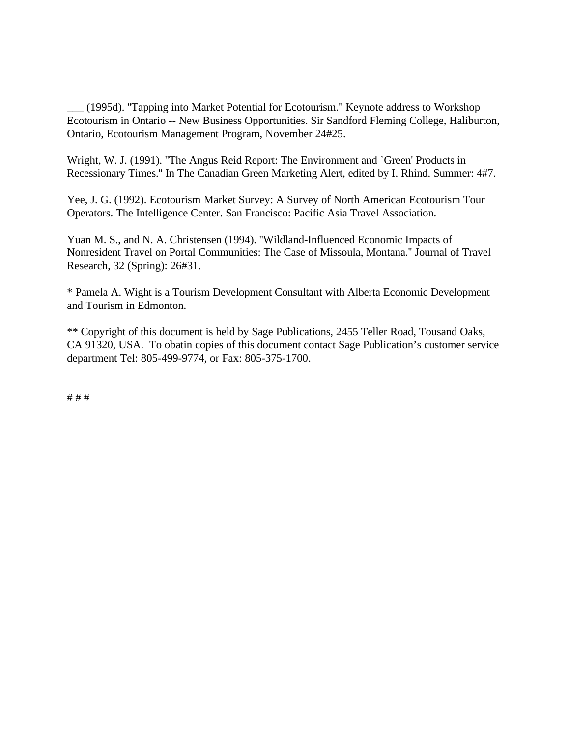___ (1995d). "Tapping into Market Potential for Ecotourism." Keynote address to Workshop Ecotourism in Ontario -- New Business Opportunities. Sir Sandford Fleming College, Haliburton, Ontario, Ecotourism Management Program, November 24#25.

Wright, W. J. (1991). "The Angus Reid Report: The Environment and `Green' Products in Recessionary Times." In The Canadian Green Marketing Alert, edited by I. Rhind. Summer: 4#7.

Yee, J. G. (1992). Ecotourism Market Survey: A Survey of North American Ecotourism Tour Operators. The Intelligence Center. San Francisco: Pacific Asia Travel Association.

Yuan M. S., and N. A. Christensen (1994). "Wildland-Influenced Economic Impacts of Nonresident Travel on Portal Communities: The Case of Missoula, Montana." Journal of Travel Research, 32 (Spring): 26#31.

* Pamela A. Wight is a Tourism Development Consultant with Alberta Economic Development and Tourism in Edmonton.

** Copyright of this document is held by Sage Publications, 2455 Teller Road, Tousand Oaks, CA 91320, USA.  To obatin copies of this document contact Sage Publication's customer service department Tel: 805-499-9774, or Fax: 805-375-1700.

# # #